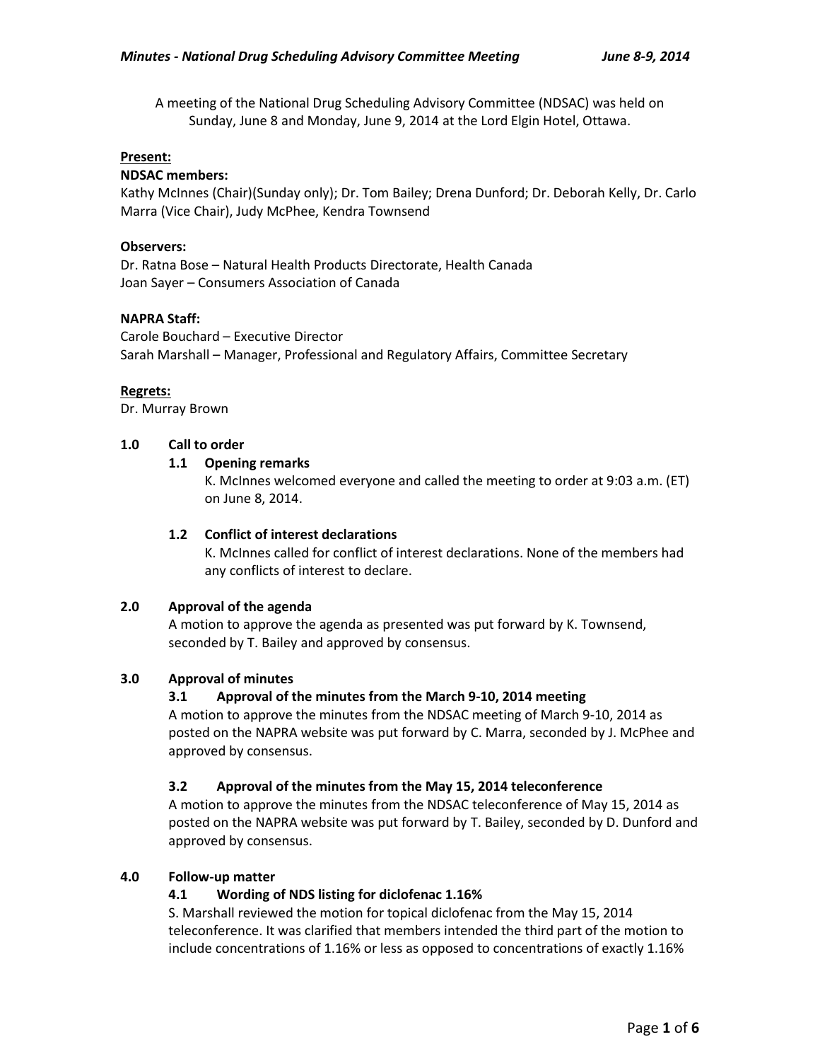A meeting of the National Drug Scheduling Advisory Committee (NDSAC) was held on Sunday, June 8 and Monday, June 9, 2014 at the Lord Elgin Hotel, Ottawa.

**Present:**

**NDSAC members:**
Kathy McInnes (Chair)(Sunday only); Dr. Tom Bailey; Drena Dunford; Dr. Deborah Kelly, Dr. Carlo Marra (Vice Chair), Judy McPhee, Kendra Townsend

**Observers:**
Dr. Ratna Bose – Natural Health Products Directorate, Health Canada
Joan Sayer – Consumers Association of Canada

**NAPRA Staff:**
Carole Bouchard – Executive Director
Sarah Marshall – Manager, Professional and Regulatory Affairs, Committee Secretary

**Regrets:**
Dr. Murray Brown

## 1.0 Call to order

### 1.1 Opening remarks

K. McInnes welcomed everyone and called the meeting to order at 9:03 a.m. (ET) on June 8, 2014.

### 1.2 Conflict of interest declarations

K. McInnes called for conflict of interest declarations. None of the members had any conflicts of interest to declare.

## 2.0 Approval of the agenda

A motion to approve the agenda as presented was put forward by K. Townsend, seconded by T. Bailey and approved by consensus.

## 3.0 Approval of minutes

### 3.1 Approval of the minutes from the March 9-10, 2014 meeting

A motion to approve the minutes from the NDSAC meeting of March 9-10, 2014 as posted on the NAPRA website was put forward by C. Marra, seconded by J. McPhee and approved by consensus.

### 3.2 Approval of the minutes from the May 15, 2014 teleconference

A motion to approve the minutes from the NDSAC teleconference of May 15, 2014 as posted on the NAPRA website was put forward by T. Bailey, seconded by D. Dunford and approved by consensus.

## 4.0 Follow-up matter

### 4.1 Wording of NDS listing for diclofenac 1.16%

S. Marshall reviewed the motion for topical diclofenac from the May 15, 2014 teleconference. It was clarified that members intended the third part of the motion to include concentrations of 1.16% or less as opposed to concentrations of exactly 1.16%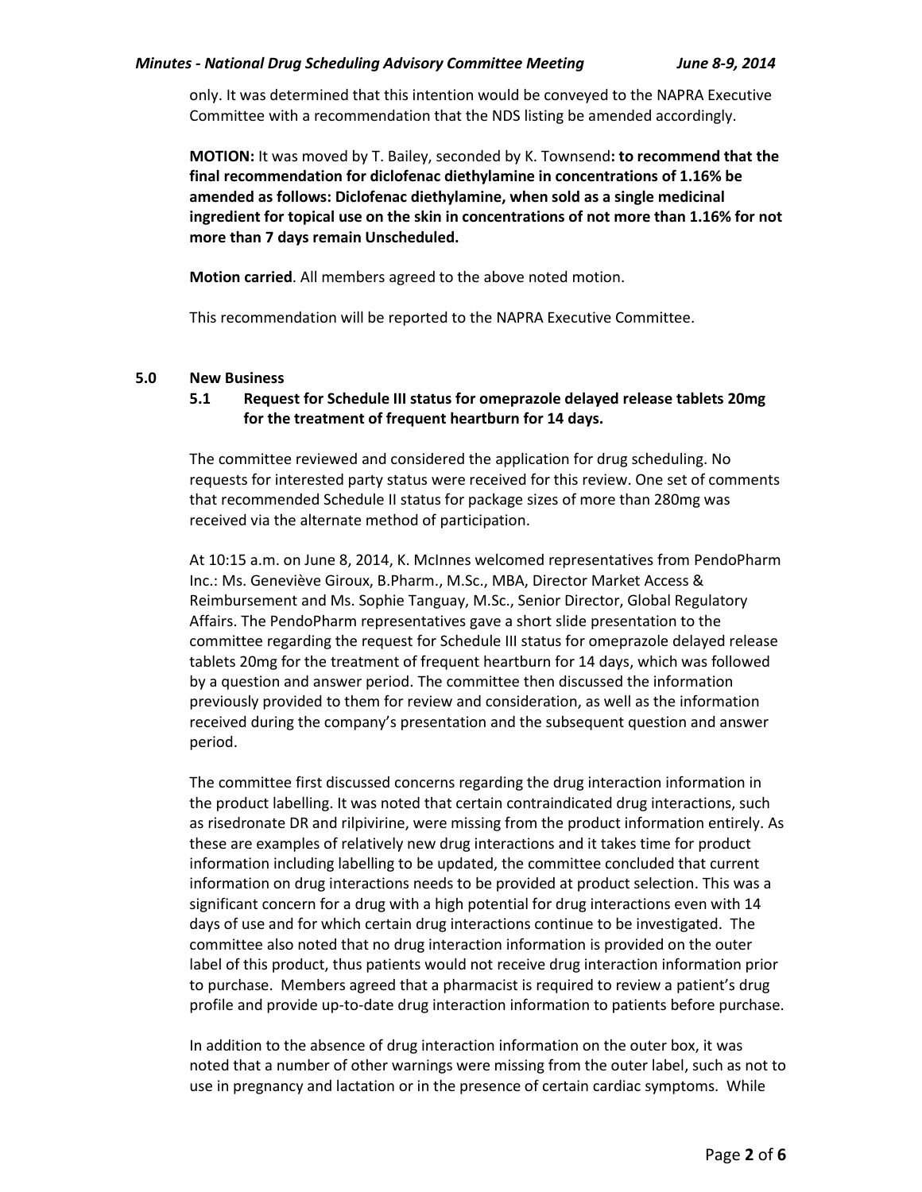only. It was determined that this intention would be conveyed to the NAPRA Executive Committee with a recommendation that the NDS listing be amended accordingly.

**MOTION:** It was moved by T. Bailey, seconded by K. Townsend**: to recommend that the final recommendation for diclofenac diethylamine in concentrations of 1.16% be amended as follows: Diclofenac diethylamine, when sold as a single medicinal ingredient for topical use on the skin in concentrations of not more than 1.16% for not more than 7 days remain Unscheduled.**

**Motion carried**. All members agreed to the above noted motion.

This recommendation will be reported to the NAPRA Executive Committee.

## 5.0 New Business

### 5.1 Request for Schedule III status for omeprazole delayed release tablets 20mg for the treatment of frequent heartburn for 14 days.

The committee reviewed and considered the application for drug scheduling. No requests for interested party status were received for this review. One set of comments that recommended Schedule II status for package sizes of more than 280mg was received via the alternate method of participation.

At 10:15 a.m. on June 8, 2014, K. McInnes welcomed representatives from PendoPharm Inc.: Ms. Geneviève Giroux, B.Pharm., M.Sc., MBA, Director Market Access & Reimbursement and Ms. Sophie Tanguay, M.Sc., Senior Director, Global Regulatory Affairs. The PendoPharm representatives gave a short slide presentation to the committee regarding the request for Schedule III status for omeprazole delayed release tablets 20mg for the treatment of frequent heartburn for 14 days, which was followed by a question and answer period. The committee then discussed the information previously provided to them for review and consideration, as well as the information received during the company's presentation and the subsequent question and answer period.

The committee first discussed concerns regarding the drug interaction information in the product labelling. It was noted that certain contraindicated drug interactions, such as risedronate DR and rilpivirine, were missing from the product information entirely. As these are examples of relatively new drug interactions and it takes time for product information including labelling to be updated, the committee concluded that current information on drug interactions needs to be provided at product selection. This was a significant concern for a drug with a high potential for drug interactions even with 14 days of use and for which certain drug interactions continue to be investigated. The committee also noted that no drug interaction information is provided on the outer label of this product, thus patients would not receive drug interaction information prior to purchase. Members agreed that a pharmacist is required to review a patient's drug profile and provide up-to-date drug interaction information to patients before purchase.

In addition to the absence of drug interaction information on the outer box, it was noted that a number of other warnings were missing from the outer label, such as not to use in pregnancy and lactation or in the presence of certain cardiac symptoms. While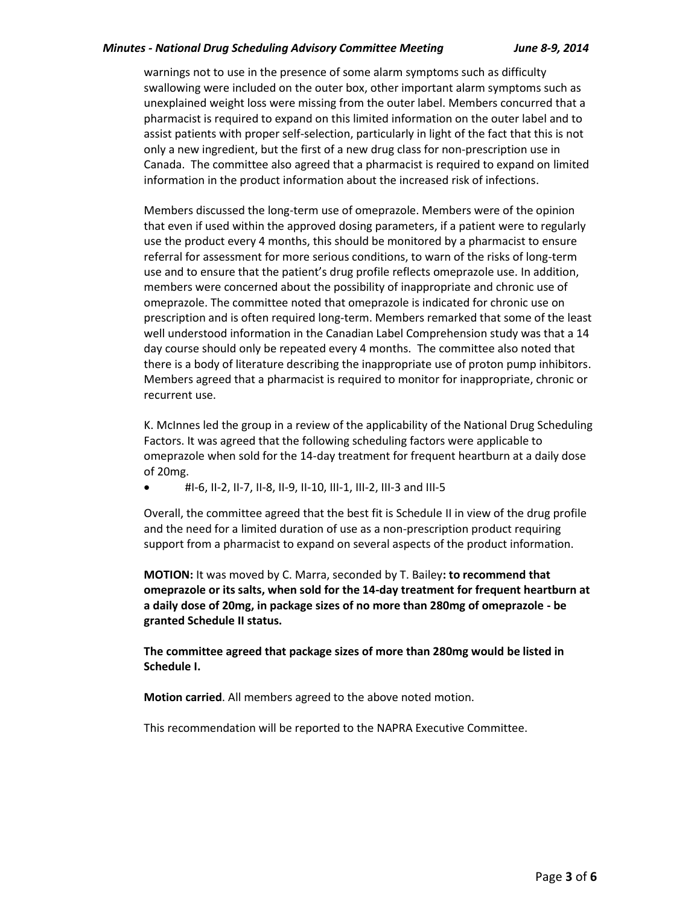warnings not to use in the presence of some alarm symptoms such as difficulty swallowing were included on the outer box, other important alarm symptoms such as unexplained weight loss were missing from the outer label. Members concurred that a pharmacist is required to expand on this limited information on the outer label and to assist patients with proper self-selection, particularly in light of the fact that this is not only a new ingredient, but the first of a new drug class for non-prescription use in Canada. The committee also agreed that a pharmacist is required to expand on limited information in the product information about the increased risk of infections.

Members discussed the long-term use of omeprazole. Members were of the opinion that even if used within the approved dosing parameters, if a patient were to regularly use the product every 4 months, this should be monitored by a pharmacist to ensure referral for assessment for more serious conditions, to warn of the risks of long-term use and to ensure that the patient's drug profile reflects omeprazole use. In addition, members were concerned about the possibility of inappropriate and chronic use of omeprazole. The committee noted that omeprazole is indicated for chronic use on prescription and is often required long-term. Members remarked that some of the least well understood information in the Canadian Label Comprehension study was that a 14 day course should only be repeated every 4 months. The committee also noted that there is a body of literature describing the inappropriate use of proton pump inhibitors. Members agreed that a pharmacist is required to monitor for inappropriate, chronic or recurrent use.

K. McInnes led the group in a review of the applicability of the National Drug Scheduling Factors. It was agreed that the following scheduling factors were applicable to omeprazole when sold for the 14-day treatment for frequent heartburn at a daily dose of 20mg.

- #I-6, II-2, II-7, II-8, II-9, II-10, III-1, III-2, III-3 and III-5

Overall, the committee agreed that the best fit is Schedule II in view of the drug profile and the need for a limited duration of use as a non-prescription product requiring support from a pharmacist to expand on several aspects of the product information.

**MOTION:** It was moved by C. Marra, seconded by T. Bailey**: to recommend that omeprazole or its salts, when sold for the 14-day treatment for frequent heartburn at a daily dose of 20mg, in package sizes of no more than 280mg of omeprazole - be granted Schedule II status.**

**The committee agreed that package sizes of more than 280mg would be listed in Schedule I.**

**Motion carried**. All members agreed to the above noted motion.

This recommendation will be reported to the NAPRA Executive Committee.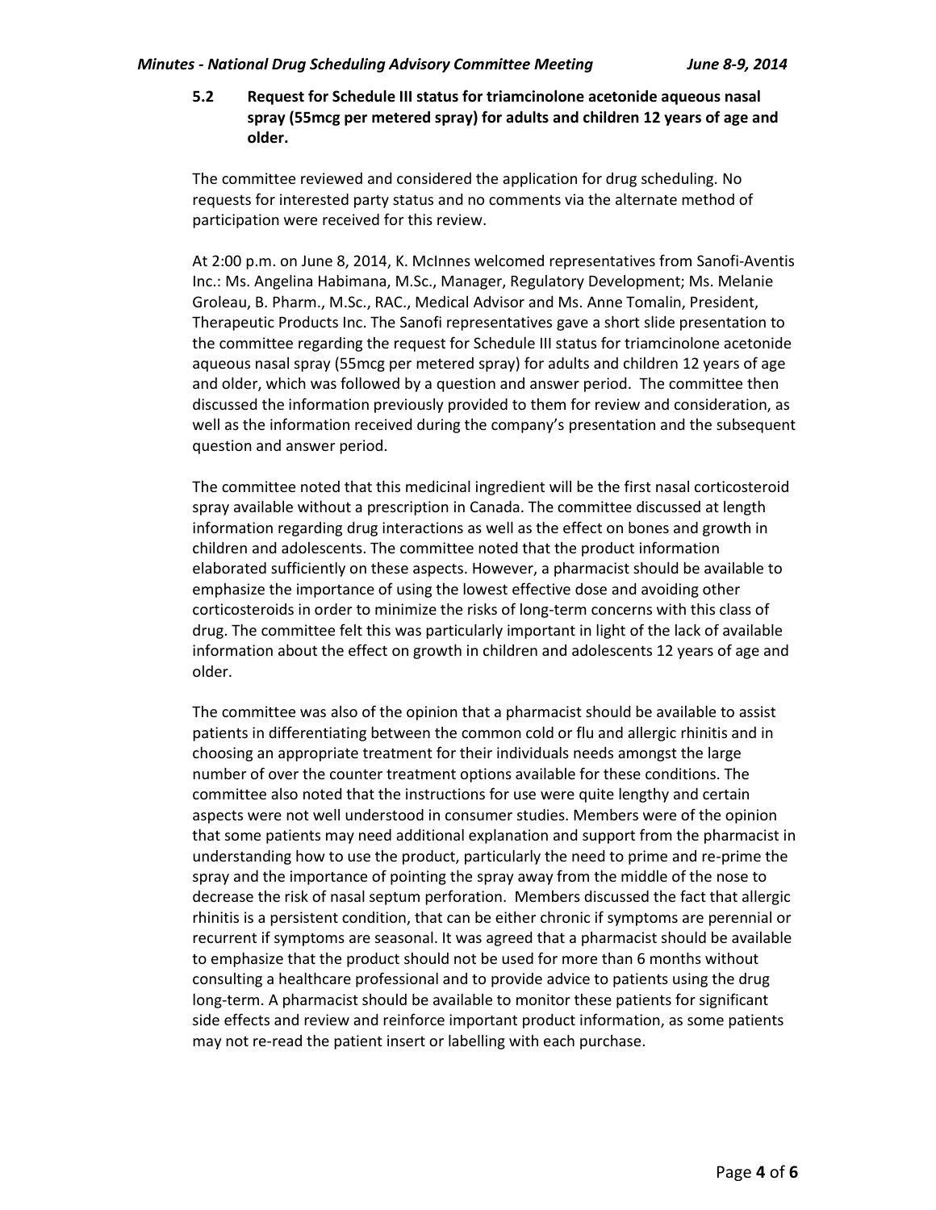### 5.2 Request for Schedule III status for triamcinolone acetonide aqueous nasal spray (55mcg per metered spray) for adults and children 12 years of age and older.

The committee reviewed and considered the application for drug scheduling. No requests for interested party status and no comments via the alternate method of participation were received for this review.

At 2:00 p.m. on June 8, 2014, K. McInnes welcomed representatives from Sanofi-Aventis Inc.: Ms. Angelina Habimana, M.Sc., Manager, Regulatory Development; Ms. Melanie Groleau, B. Pharm., M.Sc., RAC., Medical Advisor and Ms. Anne Tomalin, President, Therapeutic Products Inc. The Sanofi representatives gave a short slide presentation to the committee regarding the request for Schedule III status for triamcinolone acetonide aqueous nasal spray (55mcg per metered spray) for adults and children 12 years of age and older, which was followed by a question and answer period. The committee then discussed the information previously provided to them for review and consideration, as well as the information received during the company's presentation and the subsequent question and answer period.

The committee noted that this medicinal ingredient will be the first nasal corticosteroid spray available without a prescription in Canada. The committee discussed at length information regarding drug interactions as well as the effect on bones and growth in children and adolescents. The committee noted that the product information elaborated sufficiently on these aspects. However, a pharmacist should be available to emphasize the importance of using the lowest effective dose and avoiding other corticosteroids in order to minimize the risks of long-term concerns with this class of drug. The committee felt this was particularly important in light of the lack of available information about the effect on growth in children and adolescents 12 years of age and older.

The committee was also of the opinion that a pharmacist should be available to assist patients in differentiating between the common cold or flu and allergic rhinitis and in choosing an appropriate treatment for their individuals needs amongst the large number of over the counter treatment options available for these conditions. The committee also noted that the instructions for use were quite lengthy and certain aspects were not well understood in consumer studies. Members were of the opinion that some patients may need additional explanation and support from the pharmacist in understanding how to use the product, particularly the need to prime and re-prime the spray and the importance of pointing the spray away from the middle of the nose to decrease the risk of nasal septum perforation. Members discussed the fact that allergic rhinitis is a persistent condition, that can be either chronic if symptoms are perennial or recurrent if symptoms are seasonal. It was agreed that a pharmacist should be available to emphasize that the product should not be used for more than 6 months without consulting a healthcare professional and to provide advice to patients using the drug long-term. A pharmacist should be available to monitor these patients for significant side effects and review and reinforce important product information, as some patients may not re-read the patient insert or labelling with each purchase.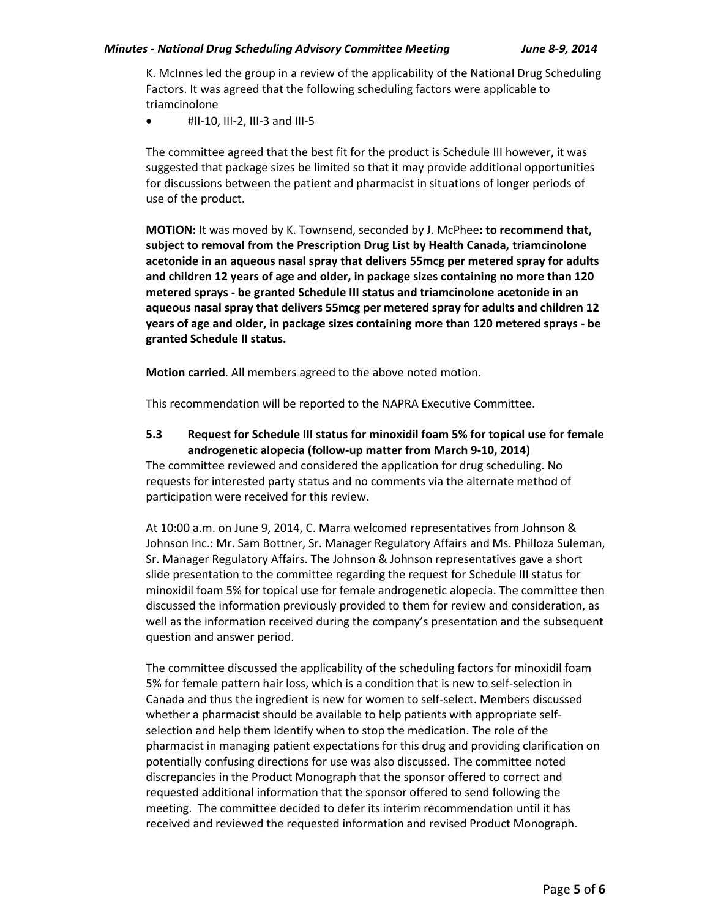K. McInnes led the group in a review of the applicability of the National Drug Scheduling Factors. It was agreed that the following scheduling factors were applicable to triamcinolone

- #II-10, III-2, III-3 and III-5

The committee agreed that the best fit for the product is Schedule III however, it was suggested that package sizes be limited so that it may provide additional opportunities for discussions between the patient and pharmacist in situations of longer periods of use of the product.

**MOTION:** It was moved by K. Townsend, seconded by J. McPhee**: to recommend that, subject to removal from the Prescription Drug List by Health Canada, triamcinolone acetonide in an aqueous nasal spray that delivers 55mcg per metered spray for adults and children 12 years of age and older, in package sizes containing no more than 120 metered sprays - be granted Schedule III status and triamcinolone acetonide in an aqueous nasal spray that delivers 55mcg per metered spray for adults and children 12 years of age and older, in package sizes containing more than 120 metered sprays - be granted Schedule II status.**

**Motion carried**. All members agreed to the above noted motion.

This recommendation will be reported to the NAPRA Executive Committee.

### 5.3 Request for Schedule III status for minoxidil foam 5% for topical use for female androgenetic alopecia (follow-up matter from March 9-10, 2014)

The committee reviewed and considered the application for drug scheduling. No requests for interested party status and no comments via the alternate method of participation were received for this review.

At 10:00 a.m. on June 9, 2014, C. Marra welcomed representatives from Johnson & Johnson Inc.: Mr. Sam Bottner, Sr. Manager Regulatory Affairs and Ms. Philloza Suleman, Sr. Manager Regulatory Affairs. The Johnson & Johnson representatives gave a short slide presentation to the committee regarding the request for Schedule III status for minoxidil foam 5% for topical use for female androgenetic alopecia. The committee then discussed the information previously provided to them for review and consideration, as well as the information received during the company's presentation and the subsequent question and answer period.

The committee discussed the applicability of the scheduling factors for minoxidil foam 5% for female pattern hair loss, which is a condition that is new to self-selection in Canada and thus the ingredient is new for women to self-select. Members discussed whether a pharmacist should be available to help patients with appropriate self-selection and help them identify when to stop the medication. The role of the pharmacist in managing patient expectations for this drug and providing clarification on potentially confusing directions for use was also discussed. The committee noted discrepancies in the Product Monograph that the sponsor offered to correct and requested additional information that the sponsor offered to send following the meeting. The committee decided to defer its interim recommendation until it has received and reviewed the requested information and revised Product Monograph.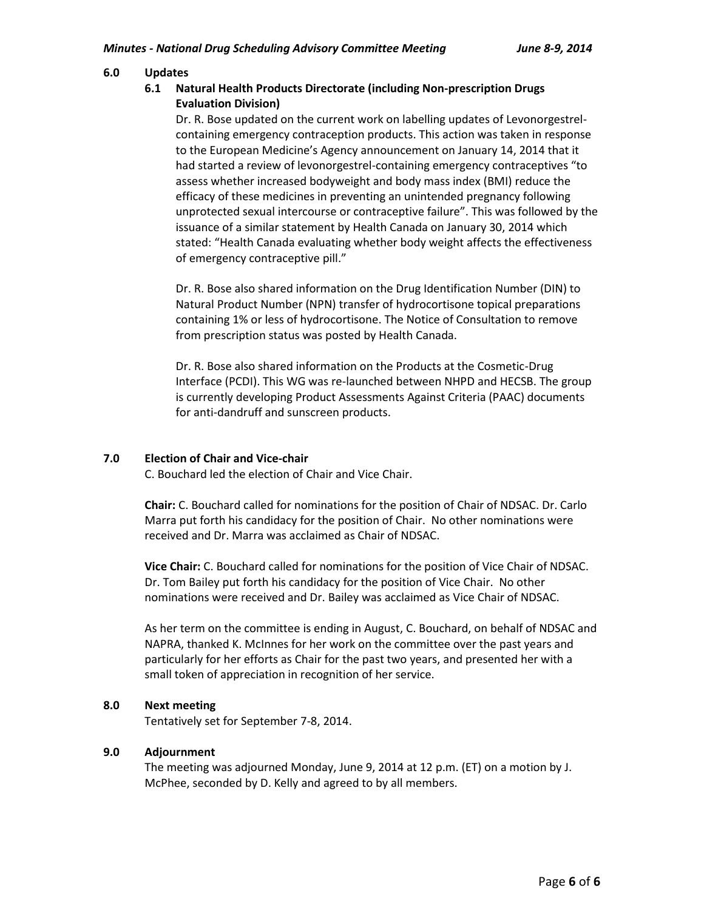## 6.0 Updates

### 6.1 Natural Health Products Directorate (including Non-prescription Drugs Evaluation Division)

Dr. R. Bose updated on the current work on labelling updates of Levonorgestrel-containing emergency contraception products. This action was taken in response to the European Medicine's Agency announcement on January 14, 2014 that it had started a review of levonorgestrel-containing emergency contraceptives "to assess whether increased bodyweight and body mass index (BMI) reduce the efficacy of these medicines in preventing an unintended pregnancy following unprotected sexual intercourse or contraceptive failure". This was followed by the issuance of a similar statement by Health Canada on January 30, 2014 which stated: "Health Canada evaluating whether body weight affects the effectiveness of emergency contraceptive pill."

Dr. R. Bose also shared information on the Drug Identification Number (DIN) to Natural Product Number (NPN) transfer of hydrocortisone topical preparations containing 1% or less of hydrocortisone. The Notice of Consultation to remove from prescription status was posted by Health Canada.

Dr. R. Bose also shared information on the Products at the Cosmetic-Drug Interface (PCDI). This WG was re-launched between NHPD and HECSB. The group is currently developing Product Assessments Against Criteria (PAAC) documents for anti-dandruff and sunscreen products.

## 7.0 Election of Chair and Vice-chair

C. Bouchard led the election of Chair and Vice Chair.

**Chair:** C. Bouchard called for nominations for the position of Chair of NDSAC. Dr. Carlo Marra put forth his candidacy for the position of Chair. No other nominations were received and Dr. Marra was acclaimed as Chair of NDSAC.

**Vice Chair:** C. Bouchard called for nominations for the position of Vice Chair of NDSAC. Dr. Tom Bailey put forth his candidacy for the position of Vice Chair. No other nominations were received and Dr. Bailey was acclaimed as Vice Chair of NDSAC.

As her term on the committee is ending in August, C. Bouchard, on behalf of NDSAC and NAPRA, thanked K. McInnes for her work on the committee over the past years and particularly for her efforts as Chair for the past two years, and presented her with a small token of appreciation in recognition of her service.

## 8.0 Next meeting

Tentatively set for September 7-8, 2014.

## 9.0 Adjournment

The meeting was adjourned Monday, June 9, 2014 at 12 p.m. (ET) on a motion by J. McPhee, seconded by D. Kelly and agreed to by all members.